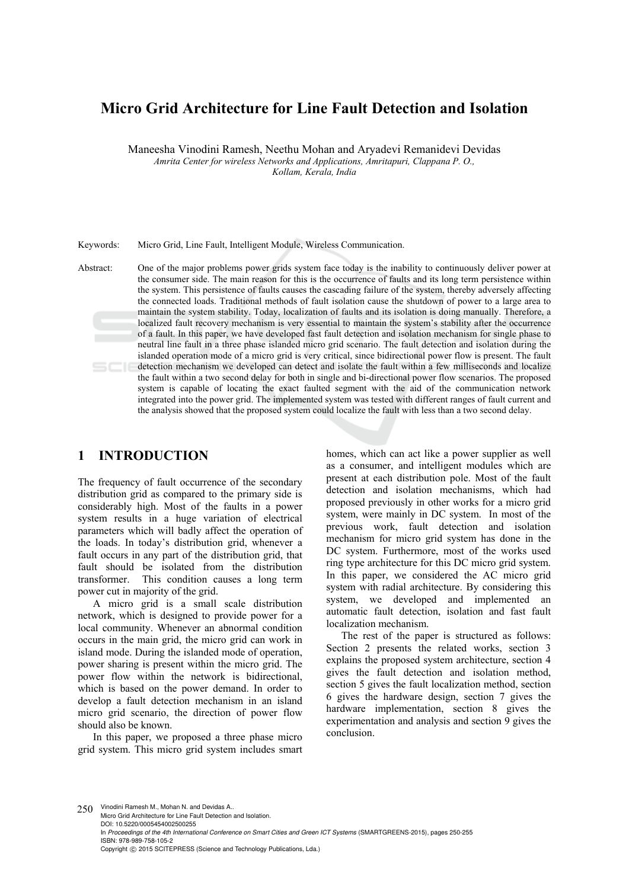# Micro Grid Architecture for Line Fault Detection and Isolation

Maneesha Vinodini Ramesh, Neethu Mohan and Aryadevi Remanidevi Devidas

*Amrita Center for wireless Networks and Applications, Amritapuri, Clappana P. O., Kollam, Kerala, India*

Keywords: Micro Grid, Line Fault, Intelligent Module, Wireless Communication.

Abstract: One of the major problems power grids system face today is the inability to continuously deliver power at the consumer side. The main reason for this is the occurrence of faults and its long term persistence within the system. This persistence of faults causes the cascading failure of the system, thereby adversely affecting the connected loads. Traditional methods of fault isolation cause the shutdown of power to a large area to maintain the system stability. Today, localization of faults and its isolation is doing manually. Therefore, a localized fault recovery mechanism is very essential to maintain the system's stability after the occurrence of a fault. In this paper, we have developed fast fault detection and isolation mechanism for single phase to neutral line fault in a three phase islanded micro grid scenario. The fault detection and isolation during the islanded operation mode of a micro grid is very critical, since bidirectional power flow is present. The fault detection mechanism we developed can detect and isolate the fault within a few milliseconds and localize the fault within a two second delay for both in single and bi-directional power flow scenarios. The proposed system is capable of locating the exact faulted segment with the aid of the communication network integrated into the power grid. The implemented system was tested with different ranges of fault current and the analysis showed that the proposed system could localize the fault with less than a two second delay.

## 1 INTRODUCTION

The frequency of fault occurrence of the secondary distribution grid as compared to the primary side is considerably high. Most of the faults in a power system results in a huge variation of electrical parameters which will badly affect the operation of the loads. In today's distribution grid, whenever a fault occurs in any part of the distribution grid, that fault should be isolated from the distribution transformer. This condition causes a long term power cut in majority of the grid.

A micro grid is a small scale distribution network, which is designed to provide power for a local community. Whenever an abnormal condition occurs in the main grid, the micro grid can work in island mode. During the islanded mode of operation, power sharing is present within the micro grid. The power flow within the network is bidirectional, which is based on the power demand. In order to develop a fault detection mechanism in an island micro grid scenario, the direction of power flow should also be known.

In this paper, we proposed a three phase micro grid system. This micro grid system includes smart homes, which can act like a power supplier as well as a consumer, and intelligent modules which are present at each distribution pole. Most of the fault detection and isolation mechanisms, which had proposed previously in other works for a micro grid system, were mainly in DC system. In most of the previous work, fault detection and isolation mechanism for micro grid system has done in the DC system. Furthermore, most of the works used ring type architecture for this DC micro grid system. In this paper, we considered the AC micro grid system with radial architecture. By considering this system, we developed and implemented an automatic fault detection, isolation and fast fault localization mechanism.

The rest of the paper is structured as follows: Section 2 presents the related works, section 3 explains the proposed system architecture, section 4 gives the fault detection and isolation method, section 5 gives the fault localization method, section 6 gives the hardware design, section 7 gives the hardware implementation, section 8 gives the experimentation and analysis and section 9 gives the conclusion.

Vinodini Ramesh M., Mohan N. and Devidas A..
Micro Grid Architecture for Line Fault Detection and Isolation.
DOI: 10.5220/0005454002500255
In *Proceedings of the 4th International Conference on Smart Cities and Green ICT Systems* (SMARTGREENS-2015), pages 250-255
ISBN: 978-989-758-105-2
Copyright © 2015 SCITEPRESS (Science and Technology Publications, Lda.)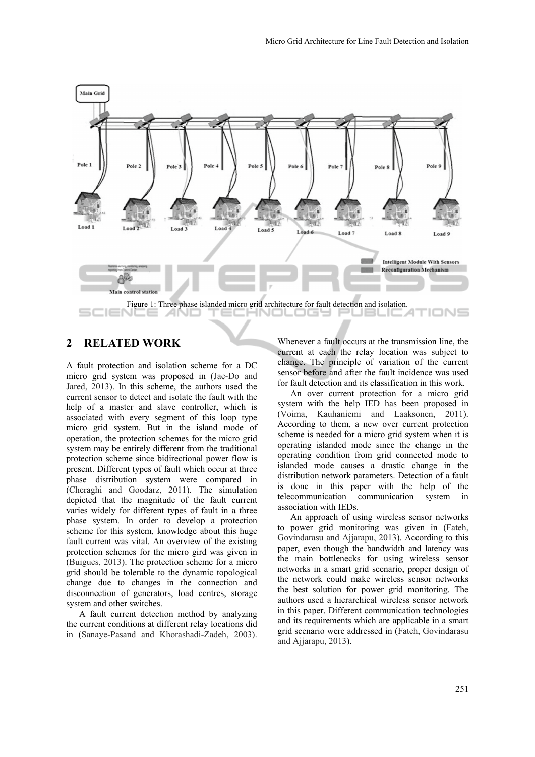Figure 1: Three phase islanded micro grid architecture for fault detection and isolation.

## 2 RELATED WORK

A fault protection and isolation scheme for a DC micro grid system was proposed in (Jae-Do and Jared, 2013). In this scheme, the authors used the current sensor to detect and isolate the fault with the help of a master and slave controller, which is associated with every segment of this loop type micro grid system. But in the island mode of operation, the protection schemes for the micro grid system may be entirely different from the traditional protection scheme since bidirectional power flow is present. Different types of fault which occur at three phase distribution system were compared in (Cheraghi and Goodarz, 2011). The simulation depicted that the magnitude of the fault current varies widely for different types of fault in a three phase system. In order to develop a protection scheme for this system, knowledge about this huge fault current was vital. An overview of the existing protection schemes for the micro gird was given in (Buigues, 2013). The protection scheme for a micro grid should be tolerable to the dynamic topological change due to changes in the connection and disconnection of generators, load centres, storage system and other switches.

A fault current detection method by analyzing the current conditions at different relay locations did in (Sanaye-Pasand and Khorashadi-Zadeh, 2003). Whenever a fault occurs at the transmission line, the current at each the relay location was subject to change. The principle of variation of the current sensor before and after the fault incidence was used for fault detection and its classification in this work.

An over current protection for a micro grid system with the help IED has been proposed in (Voima, Kauhaniemi and Laaksonen, 2011). According to them, a new over current protection scheme is needed for a micro grid system when it is operating islanded mode since the change in the operating condition from grid connected mode to islanded mode causes a drastic change in the distribution network parameters. Detection of a fault is done in this paper with the help of the telecommunication communication system in association with IEDs.

An approach of using wireless sensor networks to power grid monitoring was given in (Fateh, Govindarasu and Ajjarapu, 2013). According to this paper, even though the bandwidth and latency was the main bottlenecks for using wireless sensor networks in a smart grid scenario, proper design of the network could make wireless sensor networks the best solution for power grid monitoring. The authors used a hierarchical wireless sensor network in this paper. Different communication technologies and its requirements which are applicable in a smart grid scenario were addressed in (Fateh, Govindarasu and Ajjarapu, 2013).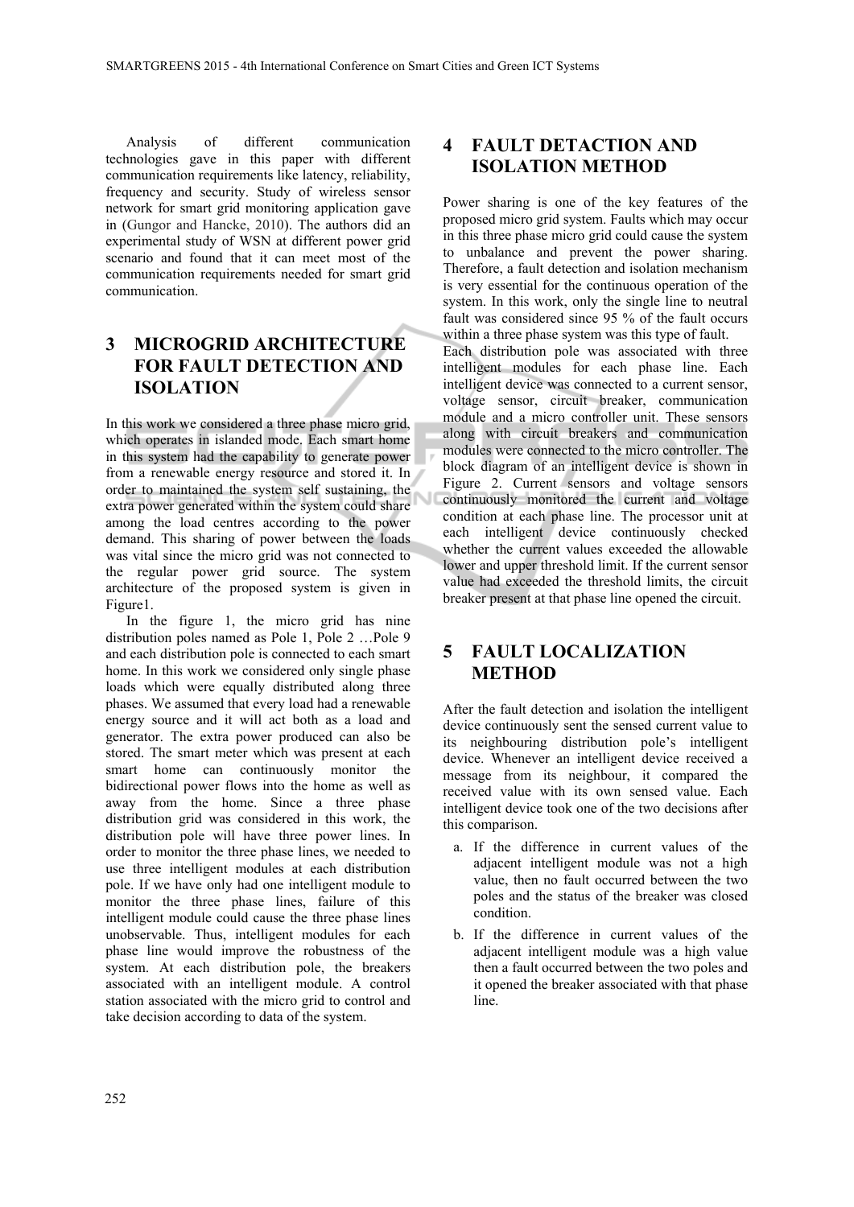Analysis of different communication technologies gave in this paper with different communication requirements like latency, reliability, frequency and security. Study of wireless sensor network for smart grid monitoring application gave in (Gungor and Hancke, 2010). The authors did an experimental study of WSN at different power grid scenario and found that it can meet most of the communication requirements needed for smart grid communication.

## 3 MICROGRID ARCHITECTURE FOR FAULT DETECTION AND ISOLATION

In this work we considered a three phase micro grid, which operates in islanded mode. Each smart home in this system had the capability to generate power from a renewable energy resource and stored it. In order to maintained the system self sustaining, the extra power generated within the system could share among the load centres according to the power demand. This sharing of power between the loads was vital since the micro grid was not connected to the regular power grid source. The system architecture of the proposed system is given in Figure1.

In the figure 1, the micro grid has nine distribution poles named as Pole 1, Pole 2 …Pole 9 and each distribution pole is connected to each smart home. In this work we considered only single phase loads which were equally distributed along three phases. We assumed that every load had a renewable energy source and it will act both as a load and generator. The extra power produced can also be stored. The smart meter which was present at each smart home can continuously monitor the bidirectional power flows into the home as well as away from the home. Since a three phase distribution grid was considered in this work, the distribution pole will have three power lines. In order to monitor the three phase lines, we needed to use three intelligent modules at each distribution pole. If we have only had one intelligent module to monitor the three phase lines, failure of this intelligent module could cause the three phase lines unobservable. Thus, intelligent modules for each phase line would improve the robustness of the system. At each distribution pole, the breakers associated with an intelligent module. A control station associated with the micro grid to control and take decision according to data of the system.

## 4 FAULT DETACTION AND ISOLATION METHOD

Power sharing is one of the key features of the proposed micro grid system. Faults which may occur in this three phase micro grid could cause the system to unbalance and prevent the power sharing. Therefore, a fault detection and isolation mechanism is very essential for the continuous operation of the system. In this work, only the single line to neutral fault was considered since 95 % of the fault occurs within a three phase system was this type of fault.
Each distribution pole was associated with three intelligent modules for each phase line. Each intelligent device was connected to a current sensor, voltage sensor, circuit breaker, communication module and a micro controller unit. These sensors along with circuit breakers and communication modules were connected to the micro controller. The block diagram of an intelligent device is shown in Figure 2. Current sensors and voltage sensors continuously monitored the current and voltage condition at each phase line. The processor unit at each intelligent device continuously checked whether the current values exceeded the allowable lower and upper threshold limit. If the current sensor value had exceeded the threshold limits, the circuit breaker present at that phase line opened the circuit.

## 5 FAULT LOCALIZATION METHOD

After the fault detection and isolation the intelligent device continuously sent the sensed current value to its neighbouring distribution pole's intelligent device. Whenever an intelligent device received a message from its neighbour, it compared the received value with its own sensed value. Each intelligent device took one of the two decisions after this comparison.

a. If the difference in current values of the adjacent intelligent module was not a high value, then no fault occurred between the two poles and the status of the breaker was closed condition.
b. If the difference in current values of the adjacent intelligent module was a high value then a fault occurred between the two poles and it opened the breaker associated with that phase line.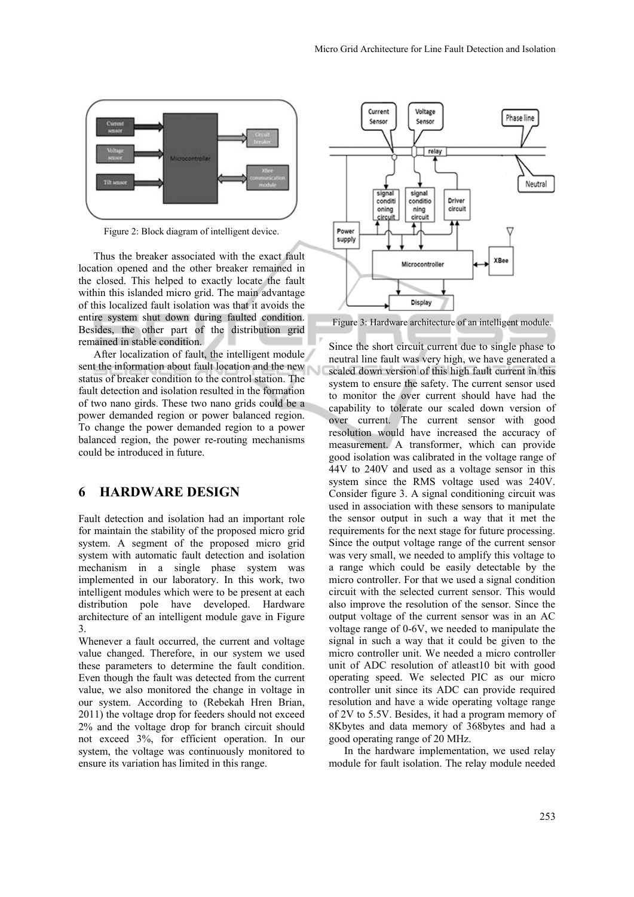Figure 2: Block diagram of intelligent device.

Thus the breaker associated with the exact fault location opened and the other breaker remained in the closed. This helped to exactly locate the fault within this islanded micro grid. The main advantage of this localized fault isolation was that it avoids the entire system shut down during faulted condition. Besides, the other part of the distribution grid remained in stable condition.

After localization of fault, the intelligent module sent the information about fault location and the new status of breaker condition to the control station. The fault detection and isolation resulted in the formation of two nano girds. These two nano grids could be a power demanded region or power balanced region. To change the power demanded region to a power balanced region, the power re-routing mechanisms could be introduced in future.

## 6 HARDWARE DESIGN

Fault detection and isolation had an important role for maintain the stability of the proposed micro grid system. A segment of the proposed micro grid system with automatic fault detection and isolation mechanism in a single phase system was implemented in our laboratory. In this work, two intelligent modules which were to be present at each distribution pole have developed. Hardware architecture of an intelligent module gave in Figure 3.

Whenever a fault occurred, the current and voltage value changed. Therefore, in our system we used these parameters to determine the fault condition. Even though the fault was detected from the current value, we also monitored the change in voltage in our system. According to (Rebekah Hren Brian, 2011) the voltage drop for feeders should not exceed 2% and the voltage drop for branch circuit should not exceed 3%, for efficient operation. In our system, the voltage was continuously monitored to ensure its variation has limited in this range.

Figure 3: Hardware architecture of an intelligent module.

Since the short circuit current due to single phase to neutral line fault was very high, we have generated a scaled down version of this high fault current in this system to ensure the safety. The current sensor used to monitor the over current should have had the capability to tolerate our scaled down version of over current. The current sensor with good resolution would have increased the accuracy of measurement. A transformer, which can provide good isolation was calibrated in the voltage range of 44V to 240V and used as a voltage sensor in this system since the RMS voltage used was 240V. Consider figure 3. A signal conditioning circuit was used in association with these sensors to manipulate the sensor output in such a way that it met the requirements for the next stage for future processing. Since the output voltage range of the current sensor was very small, we needed to amplify this voltage to a range which could be easily detectable by the micro controller. For that we used a signal condition circuit with the selected current sensor. This would also improve the resolution of the sensor. Since the output voltage of the current sensor was in an AC voltage range of 0-6V, we needed to manipulate the signal in such a way that it could be given to the micro controller unit. We needed a micro controller unit of ADC resolution of atleast10 bit with good operating speed. We selected PIC as our micro controller unit since its ADC can provide required resolution and have a wide operating voltage range of 2V to 5.5V. Besides, it had a program memory of 8Kbytes and data memory of 368bytes and had a good operating range of 20 MHz.

In the hardware implementation, we used relay module for fault isolation. The relay module needed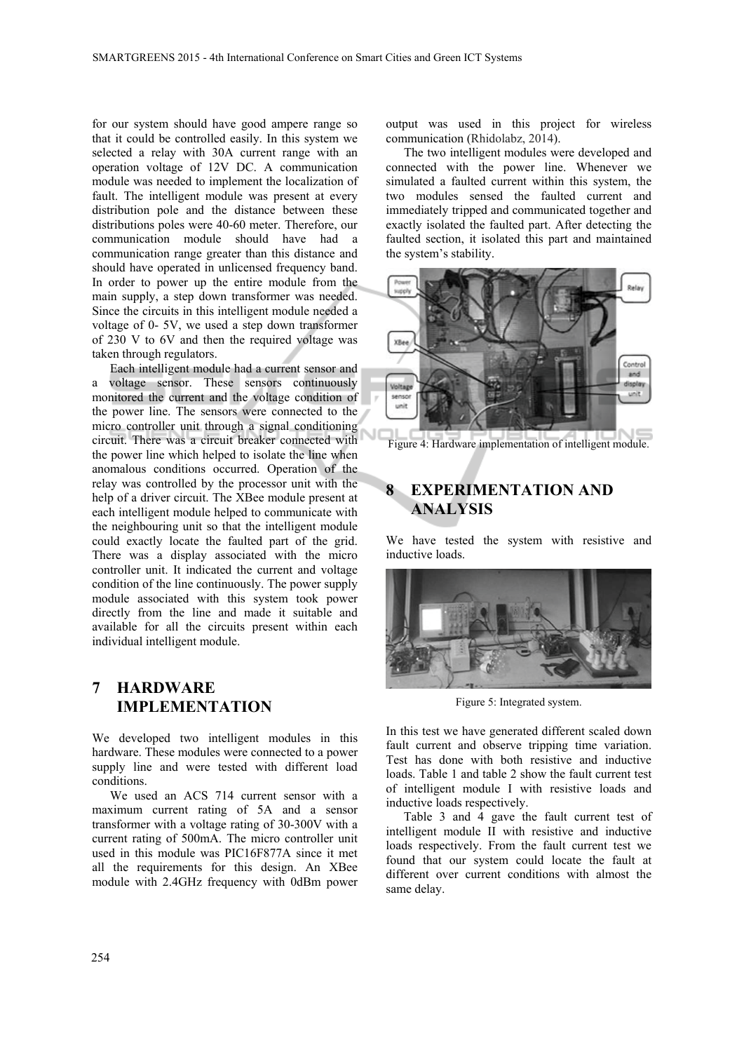for our system should have good ampere range so that it could be controlled easily. In this system we selected a relay with 30A current range with an operation voltage of 12V DC. A communication module was needed to implement the localization of fault. The intelligent module was present at every distribution pole and the distance between these distributions poles were 40-60 meter. Therefore, our communication module should have had a communication range greater than this distance and should have operated in unlicensed frequency band. In order to power up the entire module from the main supply, a step down transformer was needed. Since the circuits in this intelligent module needed a voltage of 0- 5V, we used a step down transformer of 230 V to 6V and then the required voltage was taken through regulators.

Each intelligent module had a current sensor and a voltage sensor. These sensors continuously monitored the current and the voltage condition of the power line. The sensors were connected to the micro controller unit through a signal conditioning circuit. There was a circuit breaker connected with the power line which helped to isolate the line when anomalous conditions occurred. Operation of the relay was controlled by the processor unit with the help of a driver circuit. The XBee module present at each intelligent module helped to communicate with the neighbouring unit so that the intelligent module could exactly locate the faulted part of the grid. There was a display associated with the micro controller unit. It indicated the current and voltage condition of the line continuously. The power supply module associated with this system took power directly from the line and made it suitable and available for all the circuits present within each individual intelligent module.

## 7 HARDWARE IMPLEMENTATION

We developed two intelligent modules in this hardware. These modules were connected to a power supply line and were tested with different load conditions.

We used an ACS 714 current sensor with a maximum current rating of 5A and a sensor transformer with a voltage rating of 30-300V with a current rating of 500mA. The micro controller unit used in this module was PIC16F877A since it met all the requirements for this design. An XBee module with 2.4GHz frequency with 0dBm power output was used in this project for wireless communication (Rhidolabz, 2014).

The two intelligent modules were developed and connected with the power line. Whenever we simulated a faulted current within this system, the two modules sensed the faulted current and immediately tripped and communicated together and exactly isolated the faulted part. After detecting the faulted section, it isolated this part and maintained the system's stability.

Figure 4: Hardware implementation of intelligent module.

## 8 EXPERIMENTATION AND ANALYSIS

We have tested the system with resistive and inductive loads.

Figure 5: Integrated system.

In this test we have generated different scaled down fault current and observe tripping time variation. Test has done with both resistive and inductive loads. Table 1 and table 2 show the fault current test of intelligent module I with resistive loads and inductive loads respectively.

Table 3 and 4 gave the fault current test of intelligent module II with resistive and inductive loads respectively. From the fault current test we found that our system could locate the fault at different over current conditions with almost the same delay.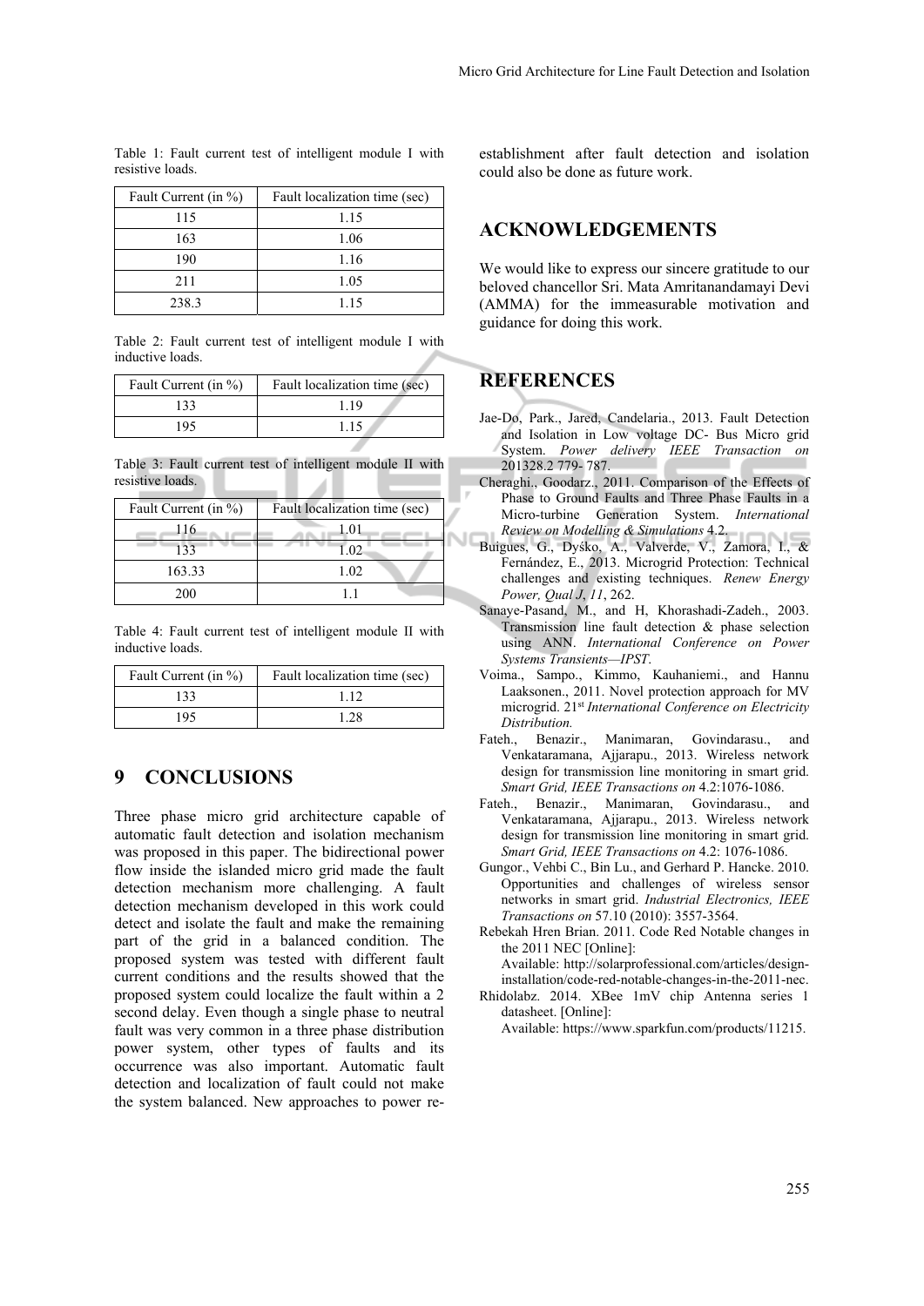Table 1: Fault current test of intelligent module I with resistive loads.

| Fault Current (in %) | Fault localization time (sec) |
|---|---|
| 115 | 1.15 |
| 163 | 1.06 |
| 190 | 1.16 |
| 211 | 1.05 |
| 238.3 | 1.15 |

Table 2: Fault current test of intelligent module I with inductive loads.

| Fault Current (in %) | Fault localization time (sec) |
|---|---|
| 133 | 1.19 |
| 195 | 1.15 |

Table 3: Fault current test of intelligent module II with resistive loads.

| Fault Current (in %) | Fault localization time (sec) |
|---|---|
| 116 | 1.01 |
| 133 | 1.02 |
| 163.33 | 1.02 |
| 200 | 1.1 |

Table 4: Fault current test of intelligent module II with inductive loads.

| Fault Current (in %) | Fault localization time (sec) |
|---|---|
| 133 | 1.12 |
| 195 | 1.28 |

## 9 CONCLUSIONS

Three phase micro grid architecture capable of automatic fault detection and isolation mechanism was proposed in this paper. The bidirectional power flow inside the islanded micro grid made the fault detection mechanism more challenging. A fault detection mechanism developed in this work could detect and isolate the fault and make the remaining part of the grid in a balanced condition. The proposed system was tested with different fault current conditions and the results showed that the proposed system could localize the fault within a 2 second delay. Even though a single phase to neutral fault was very common in a three phase distribution power system, other types of faults and its occurrence was also important. Automatic fault detection and localization of fault could not make the system balanced. New approaches to power re-establishment after fault detection and isolation could also be done as future work.

## ACKNOWLEDGEMENTS

We would like to express our sincere gratitude to our beloved chancellor Sri. Mata Amritanandamayi Devi (AMMA) for the immeasurable motivation and guidance for doing this work.

## REFERENCES

Jae-Do, Park., Jared, Candelaria., 2013. Fault Detection and Isolation in Low voltage DC- Bus Micro grid System. *Power delivery IEEE Transaction on* 201328.2 779- 787.

Cheraghi., Goodarz., 2011. Comparison of the Effects of Phase to Ground Faults and Three Phase Faults in a Micro-turbine Generation System. *International Review on Modelling & Simulations* 4.2.

Buigues, G., Dyśko, A., Valverde, V., Zamora, I., & Fernández, E., 2013. Microgrid Protection: Technical challenges and existing techniques. *Renew Energy Power, Qual J*, *11*, 262.

Sanaye-Pasand, M., and H, Khorashadi-Zadeh., 2003. Transmission line fault detection & phase selection using ANN. *International Conference on Power Systems Transients—IPST*.

Voima., Sampo., Kimmo, Kauhaniemi., and Hannu Laaksonen., 2011. Novel protection approach for MV microgrid. *21st International Conference on Electricity Distribution.*

Fateh., Benazir., Manimaran, Govindarasu., and Venkataramana, Ajjarapu., 2013. Wireless network design for transmission line monitoring in smart grid. *Smart Grid, IEEE Transactions on* 4.2:1076-1086.

Fateh., Benazir., Manimaran, Govindarasu., and Venkataramana, Ajjarapu., 2013. Wireless network design for transmission line monitoring in smart grid. *Smart Grid, IEEE Transactions on* 4.2: 1076-1086.

Gungor., Vehbi C., Bin Lu., and Gerhard P. Hancke. 2010. Opportunities and challenges of wireless sensor networks in smart grid. *Industrial Electronics, IEEE Transactions on* 57.10 (2010): 3557-3564.

Rebekah Hren Brian. 2011. Code Red Notable changes in the 2011 NEC [Online]:
Available: http://solarprofessional.com/articles/design-installation/code-red-notable-changes-in-the-2011-nec.

Rhidolabz. 2014. XBee 1mV chip Antenna series 1 datasheet. [Online]:
Available: https://www.sparkfun.com/products/11215.